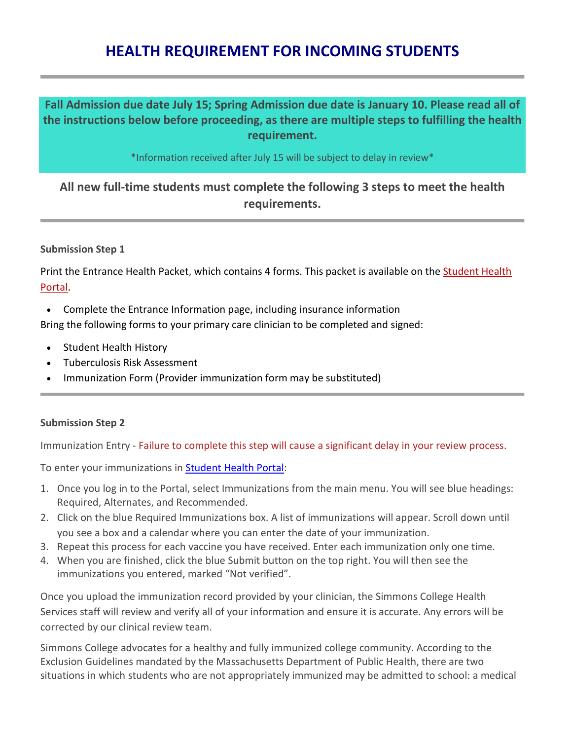# HEALTH REQUIREMENT FOR INCOMING STUDENTS

---

**Fall Admission due date July 15; Spring Admission due date is January 10. Please read all of the instructions below before proceeding, as there are multiple steps to fulfilling the health requirement.**

*Information received after July 15 will be subject to delay in review*

**All new full-time students must complete the following 3 steps to meet the health requirements.**

---

**Submission Step 1**

Print the Entrance Health Packet, which contains 4 forms. This packet is available on the Student Health Portal.

- Complete the Entrance Information page, including insurance information

Bring the following forms to your primary care clinician to be completed and signed:

- Student Health History
- Tuberculosis Risk Assessment
- Immunization Form (Provider immunization form may be substituted)

---

**Submission Step 2**

Immunization Entry - Failure to complete this step will cause a significant delay in your review process.

To enter your immunizations in Student Health Portal:

1. Once you log in to the Portal, select Immunizations from the main menu. You will see blue headings: Required, Alternates, and Recommended.
2. Click on the blue Required Immunizations box. A list of immunizations will appear. Scroll down until you see a box and a calendar where you can enter the date of your immunization.
3. Repeat this process for each vaccine you have received. Enter each immunization only one time.
4. When you are finished, click the blue Submit button on the top right. You will then see the immunizations you entered, marked "Not verified".

Once you upload the immunization record provided by your clinician, the Simmons College Health Services staff will review and verify all of your information and ensure it is accurate. Any errors will be corrected by our clinical review team.

Simmons College advocates for a healthy and fully immunized college community. According to the Exclusion Guidelines mandated by the Massachusetts Department of Public Health, there are two situations in which students who are not appropriately immunized may be admitted to school: a medical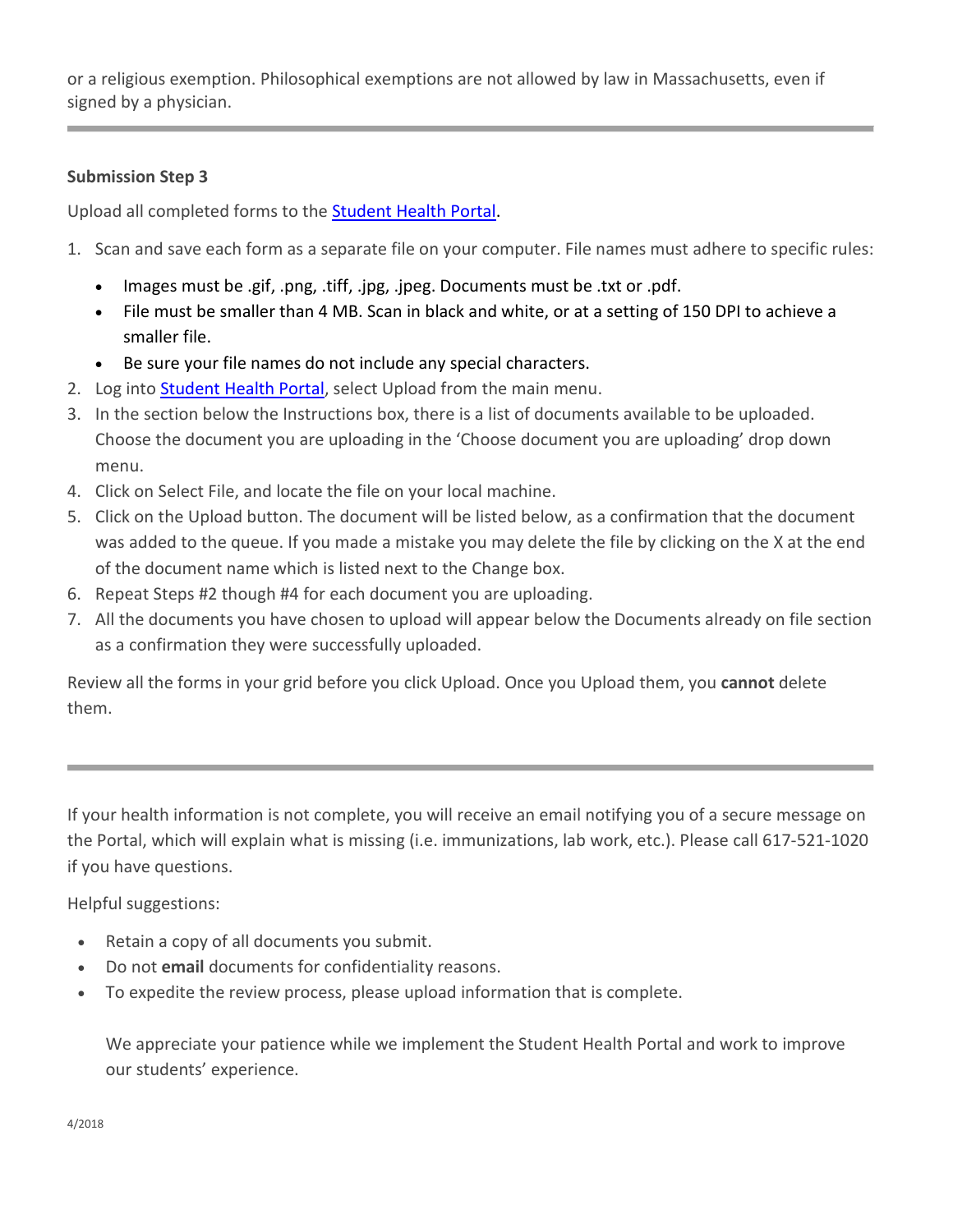or a religious exemption. Philosophical exemptions are not allowed by law in Massachusetts, even if signed by a physician.

---

**Submission Step 3**

Upload all completed forms to the [Student Health Portal](#).

1. Scan and save each form as a separate file on your computer. File names must adhere to specific rules:
    - Images must be .gif, .png, .tiff, .jpg, .jpeg. Documents must be .txt or .pdf.
    - File must be smaller than 4 MB. Scan in black and white, or at a setting of 150 DPI to achieve a smaller file.
    - Be sure your file names do not include any special characters.
2. Log into [Student Health Portal](#), select Upload from the main menu.
3. In the section below the Instructions box, there is a list of documents available to be uploaded. Choose the document you are uploading in the 'Choose document you are uploading' drop down menu.
4. Click on Select File, and locate the file on your local machine.
5. Click on the Upload button. The document will be listed below, as a confirmation that the document was added to the queue. If you made a mistake you may delete the file by clicking on the X at the end of the document name which is listed next to the Change box.
6. Repeat Steps #2 though #4 for each document you are uploading.
7. All the documents you have chosen to upload will appear below the Documents already on file section as a confirmation they were successfully uploaded.

Review all the forms in your grid before you click Upload. Once you Upload them, you **cannot** delete them.

---

If your health information is not complete, you will receive an email notifying you of a secure message on the Portal, which will explain what is missing (i.e. immunizations, lab work, etc.). Please call 617-521-1020 if you have questions.

Helpful suggestions:

- Retain a copy of all documents you submit.
- Do not **email** documents for confidentiality reasons.
- To expedite the review process, please upload information that is complete.

    We appreciate your patience while we implement the Student Health Portal and work to improve our students' experience.

4/2018